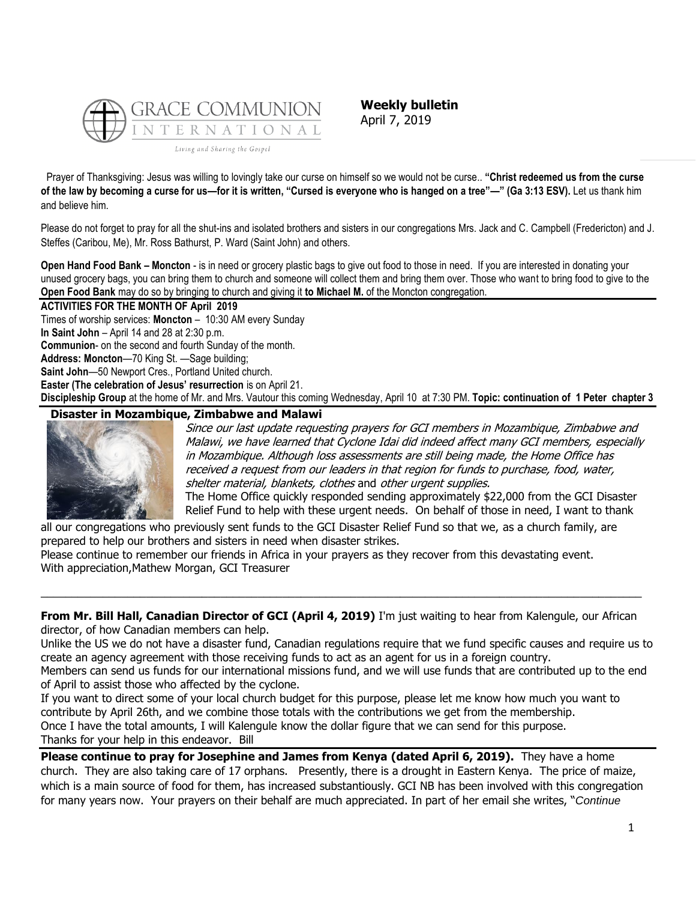**Weekly bulletin**
April 7, 2019

Prayer of Thanksgiving: Jesus was willing to lovingly take our curse on himself so we would not be curse.. **"Christ redeemed us from the curse of the law by becoming a curse for us—for it is written, "Cursed is everyone who is hanged on a tree"—" (Ga 3:13 ESV).** Let us thank him and believe him.

Please do not forget to pray for all the shut-ins and isolated brothers and sisters in our congregations Mrs. Jack and C. Campbell (Fredericton) and J. Steffes (Caribou, Me), Mr. Ross Bathurst, P. Ward (Saint John) and others.

**Open Hand Food Bank – Moncton** - is in need or grocery plastic bags to give out food to those in need. If you are interested in donating your unused grocery bags, you can bring them to church and someone will collect them and bring them over. Those who want to bring food to give to the **Open Food Bank** may do so by bringing to church and giving it **to Michael M.** of the Moncton congregation.

**ACTIVITIES FOR THE MONTH OF April 2019**

Times of worship services: **Moncton** – 10:30 AM every Sunday

**In Saint John** – April 14 and 28 at 2:30 p.m.

**Communion**- on the second and fourth Sunday of the month.

**Address: Moncton**—70 King St. —Sage building;

**Saint John**—50 Newport Cres., Portland United church.

**Easter (The celebration of Jesus' resurrection** is on April 21.

**Discipleship Group** at the home of Mr. and Mrs. Vautour this coming Wednesday, April 10 at 7:30 PM. **Topic: continuation of 1 Peter chapter 3**

## Disaster in Mozambique, Zimbabwe and Malawi

*Since our last update requesting prayers for GCI members in Mozambique, Zimbabwe and Malawi, we have learned that Cyclone Idai did indeed affect many GCI members, especially in Mozambique. Although loss assessments are still being made, the Home Office has received a request from our leaders in that region for funds to purchase, food, water, shelter material, blankets, clothes* and *other urgent supplies.*

The Home Office quickly responded sending approximately $22,000 from the GCI Disaster Relief Fund to help with these urgent needs. On behalf of those in need, I want to thank all our congregations who previously sent funds to the GCI Disaster Relief Fund so that we, as a church family, are prepared to help our brothers and sisters in need when disaster strikes.

Please continue to remember our friends in Africa in your prayers as they recover from this devastating event.

With appreciation,Mathew Morgan, GCI Treasurer

---

**From Mr. Bill Hall, Canadian Director of GCI (April 4, 2019)** I'm just waiting to hear from Kalengule, our African director, of how Canadian members can help.

Unlike the US we do not have a disaster fund, Canadian regulations require that we fund specific causes and require us to create an agency agreement with those receiving funds to act as an agent for us in a foreign country.

Members can send us funds for our international missions fund, and we will use funds that are contributed up to the end of April to assist those who affected by the cyclone.

If you want to direct some of your local church budget for this purpose, please let me know how much you want to contribute by April 26th, and we will combine those totals with the contributions we get from the membership.

Once I have the total amounts, I will Kalengule know the dollar figure that we can send for this purpose.

Thanks for your help in this endeavor. Bill

**Please continue to pray for Josephine and James from Kenya (dated April 6, 2019).** They have a home church. They are also taking care of 17 orphans. Presently, there is a drought in Eastern Kenya. The price of maize, which is a main source of food for them, has increased substantiously. GCI NB has been involved with this congregation for many years now. Your prayers on their behalf are much appreciated. In part of her email she writes, "*Continue*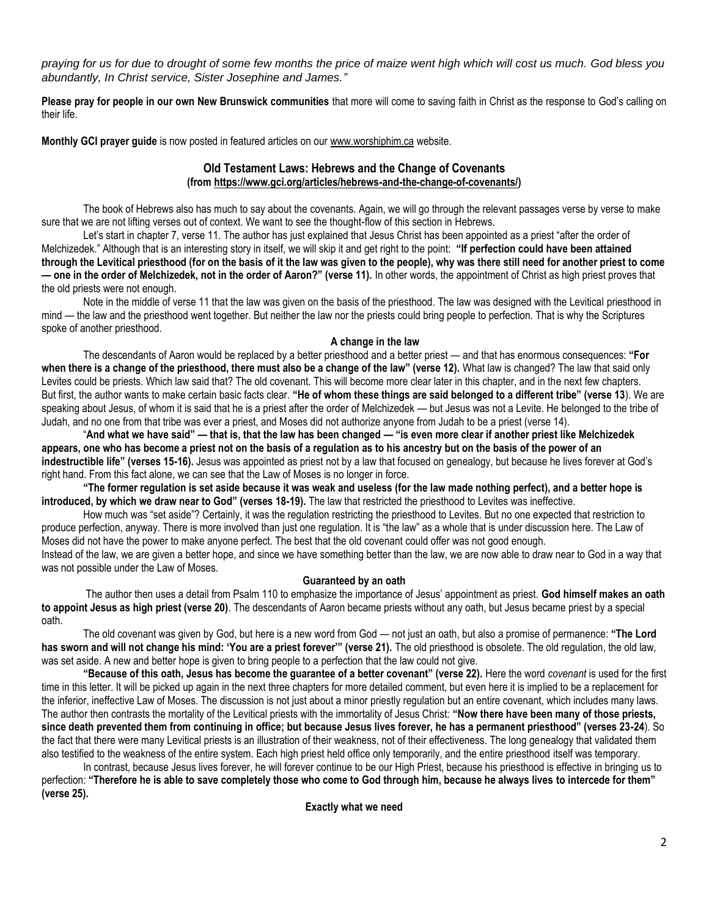*praying for us for due to drought of some few months the price of maize went high which will cost us much. God bless you abundantly, In Christ service, Sister Josephine and James."*

**Please pray for people in our own New Brunswick communities** that more will come to saving faith in Christ as the response to God's calling on their life.

**Monthly GCI prayer guide** is now posted in featured articles on our www.worshiphim.ca website.

## Old Testament Laws: Hebrews and the Change of Covenants
**(from https://www.gci.org/articles/hebrews-and-the-change-of-covenants/)**

The book of Hebrews also has much to say about the covenants. Again, we will go through the relevant passages verse by verse to make sure that we are not lifting verses out of context. We want to see the thought-flow of this section in Hebrews.

Let's start in chapter 7, verse 11. The author has just explained that Jesus Christ has been appointed as a priest "after the order of Melchizedek." Although that is an interesting story in itself, we will skip it and get right to the point: **"If perfection could have been attained through the Levitical priesthood (for on the basis of it the law was given to the people), why was there still need for another priest to come — one in the order of Melchizedek, not in the order of Aaron?" (verse 11).** In other words, the appointment of Christ as high priest proves that the old priests were not enough.

Note in the middle of verse 11 that the law was given on the basis of the priesthood. The law was designed with the Levitical priesthood in mind — the law and the priesthood went together. But neither the law nor the priests could bring people to perfection. That is why the Scriptures spoke of another priesthood.

### A change in the law

The descendants of Aaron would be replaced by a better priesthood and a better priest — and that has enormous consequences: **"For when there is a change of the priesthood, there must also be a change of the law" (verse 12).** What law is changed? The law that said only Levites could be priests. Which law said that? The old covenant. This will become more clear later in this chapter, and in the next few chapters. But first, the author wants to make certain basic facts clear. **"He of whom these things are said belonged to a different tribe" (verse 13**). We are speaking about Jesus, of whom it is said that he is a priest after the order of Melchizedek — but Jesus was not a Levite. He belonged to the tribe of Judah, and no one from that tribe was ever a priest, and Moses did not authorize anyone from Judah to be a priest (verse 14).

"**And what we have said" — that is, that the law has been changed — "is even more clear if another priest like Melchizedek appears, one who has become a priest not on the basis of a regulation as to his ancestry but on the basis of the power of an indestructible life" (verses 15-16).** Jesus was appointed as priest not by a law that focused on genealogy, but because he lives forever at God's right hand. From this fact alone, we can see that the Law of Moses is no longer in force.

**"The former regulation is set aside because it was weak and useless (for the law made nothing perfect), and a better hope is introduced, by which we draw near to God" (verses 18-19).** The law that restricted the priesthood to Levites was ineffective.

How much was "set aside"? Certainly, it was the regulation restricting the priesthood to Levites. But no one expected that restriction to produce perfection, anyway. There is more involved than just one regulation. It is "the law" as a whole that is under discussion here. The Law of Moses did not have the power to make anyone perfect. The best that the old covenant could offer was not good enough.

Instead of the law, we are given a better hope, and since we have something better than the law, we are now able to draw near to God in a way that was not possible under the Law of Moses.

### Guaranteed by an oath

The author then uses a detail from Psalm 110 to emphasize the importance of Jesus' appointment as priest. **God himself makes an oath to appoint Jesus as high priest (verse 20)**. The descendants of Aaron became priests without any oath, but Jesus became priest by a special oath.

The old covenant was given by God, but here is a new word from God — not just an oath, but also a promise of permanence: **"The Lord has sworn and will not change his mind: 'You are a priest forever'" (verse 21).** The old priesthood is obsolete. The old regulation, the old law, was set aside. A new and better hope is given to bring people to a perfection that the law could not give.

**"Because of this oath, Jesus has become the guarantee of a better covenant" (verse 22).** Here the word *covenant* is used for the first time in this letter. It will be picked up again in the next three chapters for more detailed comment, but even here it is implied to be a replacement for the inferior, ineffective Law of Moses. The discussion is not just about a minor priestly regulation but an entire covenant, which includes many laws. The author then contrasts the mortality of the Levitical priests with the immortality of Jesus Christ: **"Now there have been many of those priests, since death prevented them from continuing in office; but because Jesus lives forever, he has a permanent priesthood" (verses 23-24**). So the fact that there were many Levitical priests is an illustration of their weakness, not of their effectiveness. The long genealogy that validated them also testified to the weakness of the entire system. Each high priest held office only temporarily, and the entire priesthood itself was temporary.

In contrast, because Jesus lives forever, he will forever continue to be our High Priest, because his priesthood is effective in bringing us to perfection: **"Therefore he is able to save completely those who come to God through him, because he always lives to intercede for them" (verse 25).**

### Exactly what we need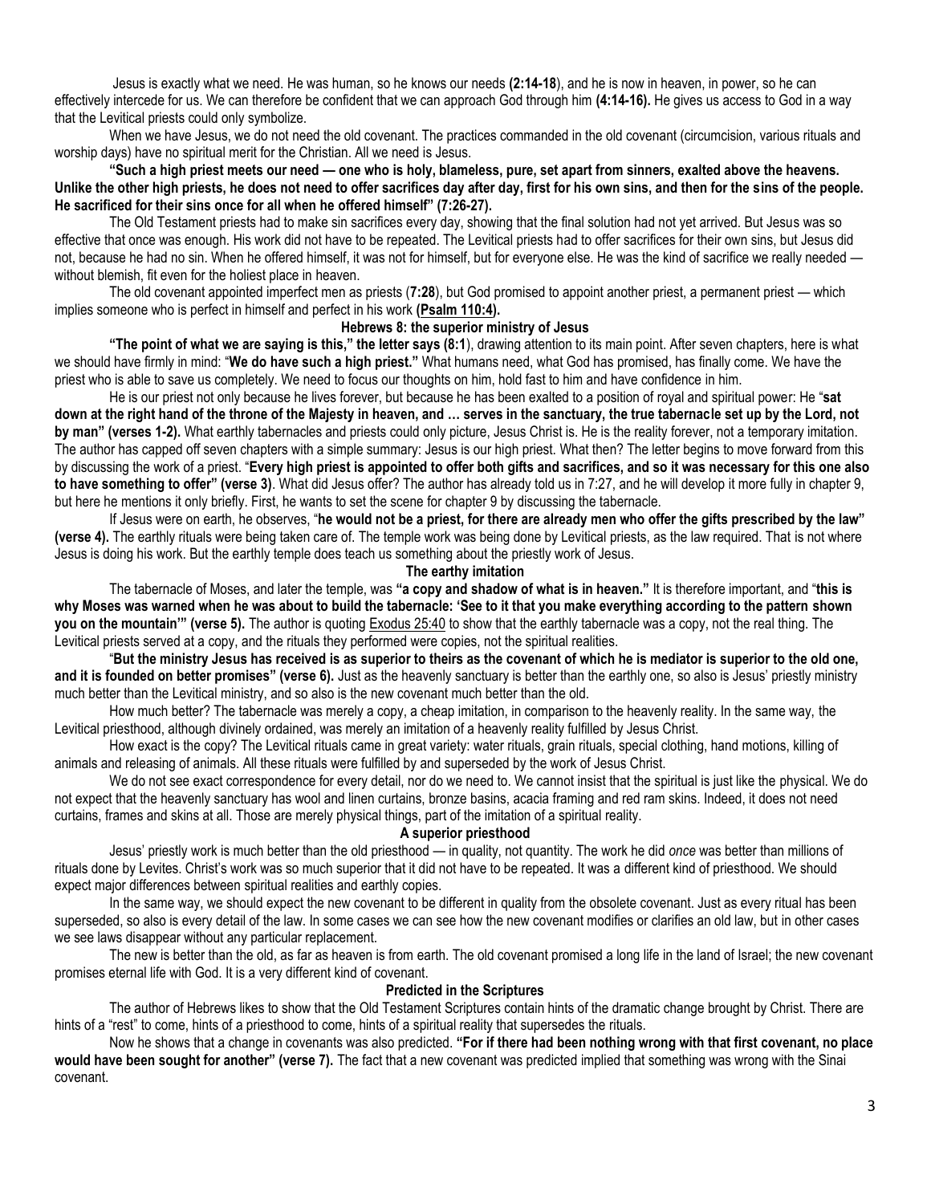Jesus is exactly what we need. He was human, so he knows our needs **(2:14-18**), and he is now in heaven, in power, so he can effectively intercede for us. We can therefore be confident that we can approach God through him **(4:14-16).** He gives us access to God in a way that the Levitical priests could only symbolize.

When we have Jesus, we do not need the old covenant. The practices commanded in the old covenant (circumcision, various rituals and worship days) have no spiritual merit for the Christian. All we need is Jesus.

**"Such a high priest meets our need — one who is holy, blameless, pure, set apart from sinners, exalted above the heavens. Unlike the other high priests, he does not need to offer sacrifices day after day, first for his own sins, and then for the sins of the people. He sacrificed for their sins once for all when he offered himself" (7:26-27).**

The Old Testament priests had to make sin sacrifices every day, showing that the final solution had not yet arrived. But Jesus was so effective that once was enough. His work did not have to be repeated. The Levitical priests had to offer sacrifices for their own sins, but Jesus did not, because he had no sin. When he offered himself, it was not for himself, but for everyone else. He was the kind of sacrifice we really needed — without blemish, fit even for the holiest place in heaven.

The old covenant appointed imperfect men as priests (**7:28**), but God promised to appoint another priest, a permanent priest — which implies someone who is perfect in himself and perfect in his work **(Psalm 110:4).**

### Hebrews 8: the superior ministry of Jesus

**"The point of what we are saying is this," the letter says (8:1**), drawing attention to its main point. After seven chapters, here is what we should have firmly in mind: "**We do have such a high priest."** What humans need, what God has promised, has finally come. We have the priest who is able to save us completely. We need to focus our thoughts on him, hold fast to him and have confidence in him.

He is our priest not only because he lives forever, but because he has been exalted to a position of royal and spiritual power: He "**sat down at the right hand of the throne of the Majesty in heaven, and … serves in the sanctuary, the true tabernacle set up by the Lord, not by man" (verses 1-2).** What earthly tabernacles and priests could only picture, Jesus Christ is. He is the reality forever, not a temporary imitation. The author has capped off seven chapters with a simple summary: Jesus is our high priest. What then? The letter begins to move forward from this by discussing the work of a priest. "**Every high priest is appointed to offer both gifts and sacrifices, and so it was necessary for this one also to have something to offer" (verse 3)**. What did Jesus offer? The author has already told us in 7:27, and he will develop it more fully in chapter 9, but here he mentions it only briefly. First, he wants to set the scene for chapter 9 by discussing the tabernacle.

If Jesus were on earth, he observes, "**he would not be a priest, for there are already men who offer the gifts prescribed by the law" (verse 4).** The earthly rituals were being taken care of. The temple work was being done by Levitical priests, as the law required. That is not where Jesus is doing his work. But the earthly temple does teach us something about the priestly work of Jesus.

### The earthy imitation

The tabernacle of Moses, and later the temple, was **"a copy and shadow of what is in heaven."** It is therefore important, and "**this is why Moses was warned when he was about to build the tabernacle: 'See to it that you make everything according to the pattern shown you on the mountain'" (verse 5).** The author is quoting Exodus 25:40 to show that the earthly tabernacle was a copy, not the real thing. The Levitical priests served at a copy, and the rituals they performed were copies, not the spiritual realities.

"**But the ministry Jesus has received is as superior to theirs as the covenant of which he is mediator is superior to the old one, and it is founded on better promises" (verse 6).** Just as the heavenly sanctuary is better than the earthly one, so also is Jesus' priestly ministry much better than the Levitical ministry, and so also is the new covenant much better than the old.

How much better? The tabernacle was merely a copy, a cheap imitation, in comparison to the heavenly reality. In the same way, the Levitical priesthood, although divinely ordained, was merely an imitation of a heavenly reality fulfilled by Jesus Christ.

How exact is the copy? The Levitical rituals came in great variety: water rituals, grain rituals, special clothing, hand motions, killing of animals and releasing of animals. All these rituals were fulfilled by and superseded by the work of Jesus Christ.

We do not see exact correspondence for every detail, nor do we need to. We cannot insist that the spiritual is just like the physical. We do not expect that the heavenly sanctuary has wool and linen curtains, bronze basins, acacia framing and red ram skins. Indeed, it does not need curtains, frames and skins at all. Those are merely physical things, part of the imitation of a spiritual reality.

### A superior priesthood

Jesus' priestly work is much better than the old priesthood — in quality, not quantity. The work he did *once* was better than millions of rituals done by Levites. Christ's work was so much superior that it did not have to be repeated. It was a different kind of priesthood. We should expect major differences between spiritual realities and earthly copies.

In the same way, we should expect the new covenant to be different in quality from the obsolete covenant. Just as every ritual has been superseded, so also is every detail of the law. In some cases we can see how the new covenant modifies or clarifies an old law, but in other cases we see laws disappear without any particular replacement.

The new is better than the old, as far as heaven is from earth. The old covenant promised a long life in the land of Israel; the new covenant promises eternal life with God. It is a very different kind of covenant.

### Predicted in the Scriptures

The author of Hebrews likes to show that the Old Testament Scriptures contain hints of the dramatic change brought by Christ. There are hints of a "rest" to come, hints of a priesthood to come, hints of a spiritual reality that supersedes the rituals.

Now he shows that a change in covenants was also predicted. **"For if there had been nothing wrong with that first covenant, no place would have been sought for another" (verse 7).** The fact that a new covenant was predicted implied that something was wrong with the Sinai covenant.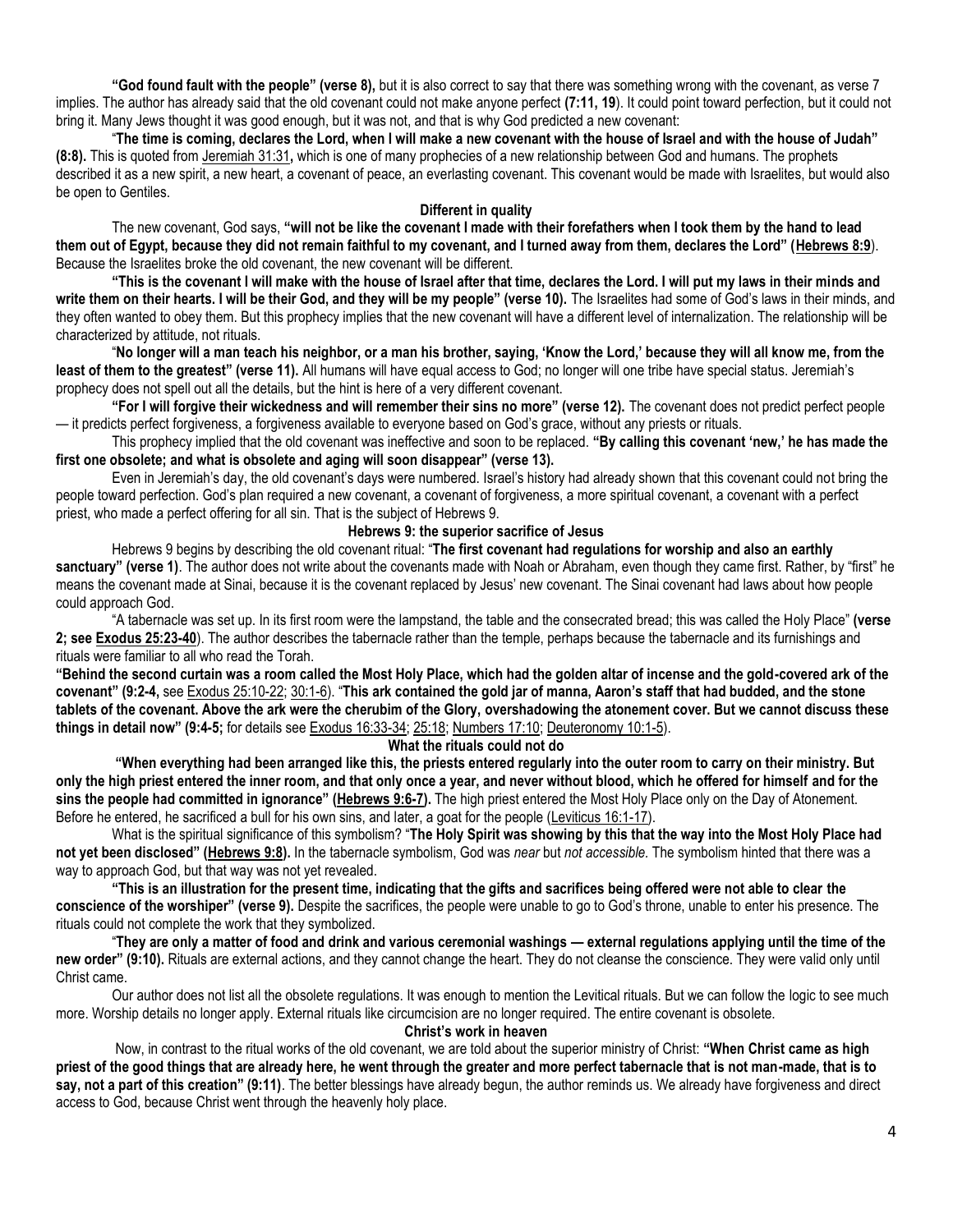**"God found fault with the people" (verse 8),** but it is also correct to say that there was something wrong with the covenant, as verse 7 implies. The author has already said that the old covenant could not make anyone perfect **(7:11, 19**). It could point toward perfection, but it could not bring it. Many Jews thought it was good enough, but it was not, and that is why God predicted a new covenant:

"**The time is coming, declares the Lord, when I will make a new covenant with the house of Israel and with the house of Judah" (8:8).** This is quoted from Jeremiah 31:31**,** which is one of many prophecies of a new relationship between God and humans. The prophets described it as a new spirit, a new heart, a covenant of peace, an everlasting covenant. This covenant would be made with Israelites, but would also be open to Gentiles.

### Different in quality

The new covenant, God says, **"will not be like the covenant I made with their forefathers when I took them by the hand to lead them out of Egypt, because they did not remain faithful to my covenant, and I turned away from them, declares the Lord" (Hebrews 8:9**). Because the Israelites broke the old covenant, the new covenant will be different.

**"This is the covenant I will make with the house of Israel after that time, declares the Lord. I will put my laws in their minds and write them on their hearts. I will be their God, and they will be my people" (verse 10).** The Israelites had some of God's laws in their minds, and they often wanted to obey them. But this prophecy implies that the new covenant will have a different level of internalization. The relationship will be characterized by attitude, not rituals.

"**No longer will a man teach his neighbor, or a man his brother, saying, 'Know the Lord,' because they will all know me, from the least of them to the greatest" (verse 11).** All humans will have equal access to God; no longer will one tribe have special status. Jeremiah's prophecy does not spell out all the details, but the hint is here of a very different covenant.

**"For I will forgive their wickedness and will remember their sins no more" (verse 12).** The covenant does not predict perfect people — it predicts perfect forgiveness, a forgiveness available to everyone based on God's grace, without any priests or rituals.

This prophecy implied that the old covenant was ineffective and soon to be replaced. **"By calling this covenant 'new,' he has made the first one obsolete; and what is obsolete and aging will soon disappear" (verse 13).**

Even in Jeremiah's day, the old covenant's days were numbered. Israel's history had already shown that this covenant could not bring the people toward perfection. God's plan required a new covenant, a covenant of forgiveness, a more spiritual covenant, a covenant with a perfect priest, who made a perfect offering for all sin. That is the subject of Hebrews 9.

### Hebrews 9: the superior sacrifice of Jesus

Hebrews 9 begins by describing the old covenant ritual: "**The first covenant had regulations for worship and also an earthly sanctuary" (verse 1)**. The author does not write about the covenants made with Noah or Abraham, even though they came first. Rather, by "first" he means the covenant made at Sinai, because it is the covenant replaced by Jesus' new covenant. The Sinai covenant had laws about how people could approach God.

"A tabernacle was set up. In its first room were the lampstand, the table and the consecrated bread; this was called the Holy Place" **(verse 2; see Exodus 25:23-40**). The author describes the tabernacle rather than the temple, perhaps because the tabernacle and its furnishings and rituals were familiar to all who read the Torah.

**"Behind the second curtain was a room called the Most Holy Place, which had the golden altar of incense and the gold-covered ark of the covenant" (9:2-4,** see Exodus 25:10-22; 30:1-6). "**This ark contained the gold jar of manna, Aaron's staff that had budded, and the stone tablets of the covenant. Above the ark were the cherubim of the Glory, overshadowing the atonement cover. But we cannot discuss these things in detail now" (9:4-5;** for details see Exodus 16:33-34; 25:18; Numbers 17:10; Deuteronomy 10:1-5).

### What the rituals could not do

**"When everything had been arranged like this, the priests entered regularly into the outer room to carry on their ministry. But only the high priest entered the inner room, and that only once a year, and never without blood, which he offered for himself and for the sins the people had committed in ignorance" (Hebrews 9:6-7).** The high priest entered the Most Holy Place only on the Day of Atonement. Before he entered, he sacrificed a bull for his own sins, and later, a goat for the people (Leviticus 16:1-17).

What is the spiritual significance of this symbolism? "**The Holy Spirit was showing by this that the way into the Most Holy Place had not yet been disclosed" (Hebrews 9:8).** In the tabernacle symbolism, God was *near* but *not accessible.* The symbolism hinted that there was a way to approach God, but that way was not yet revealed.

**"This is an illustration for the present time, indicating that the gifts and sacrifices being offered were not able to clear the conscience of the worshiper" (verse 9).** Despite the sacrifices, the people were unable to go to God's throne, unable to enter his presence. The rituals could not complete the work that they symbolized.

"**They are only a matter of food and drink and various ceremonial washings — external regulations applying until the time of the new order" (9:10).** Rituals are external actions, and they cannot change the heart. They do not cleanse the conscience. They were valid only until Christ came.

Our author does not list all the obsolete regulations. It was enough to mention the Levitical rituals. But we can follow the logic to see much more. Worship details no longer apply. External rituals like circumcision are no longer required. The entire covenant is obsolete.

### Christ's work in heaven

Now, in contrast to the ritual works of the old covenant, we are told about the superior ministry of Christ: **"When Christ came as high priest of the good things that are already here, he went through the greater and more perfect tabernacle that is not man-made, that is to say, not a part of this creation" (9:11)**. The better blessings have already begun, the author reminds us. We already have forgiveness and direct access to God, because Christ went through the heavenly holy place.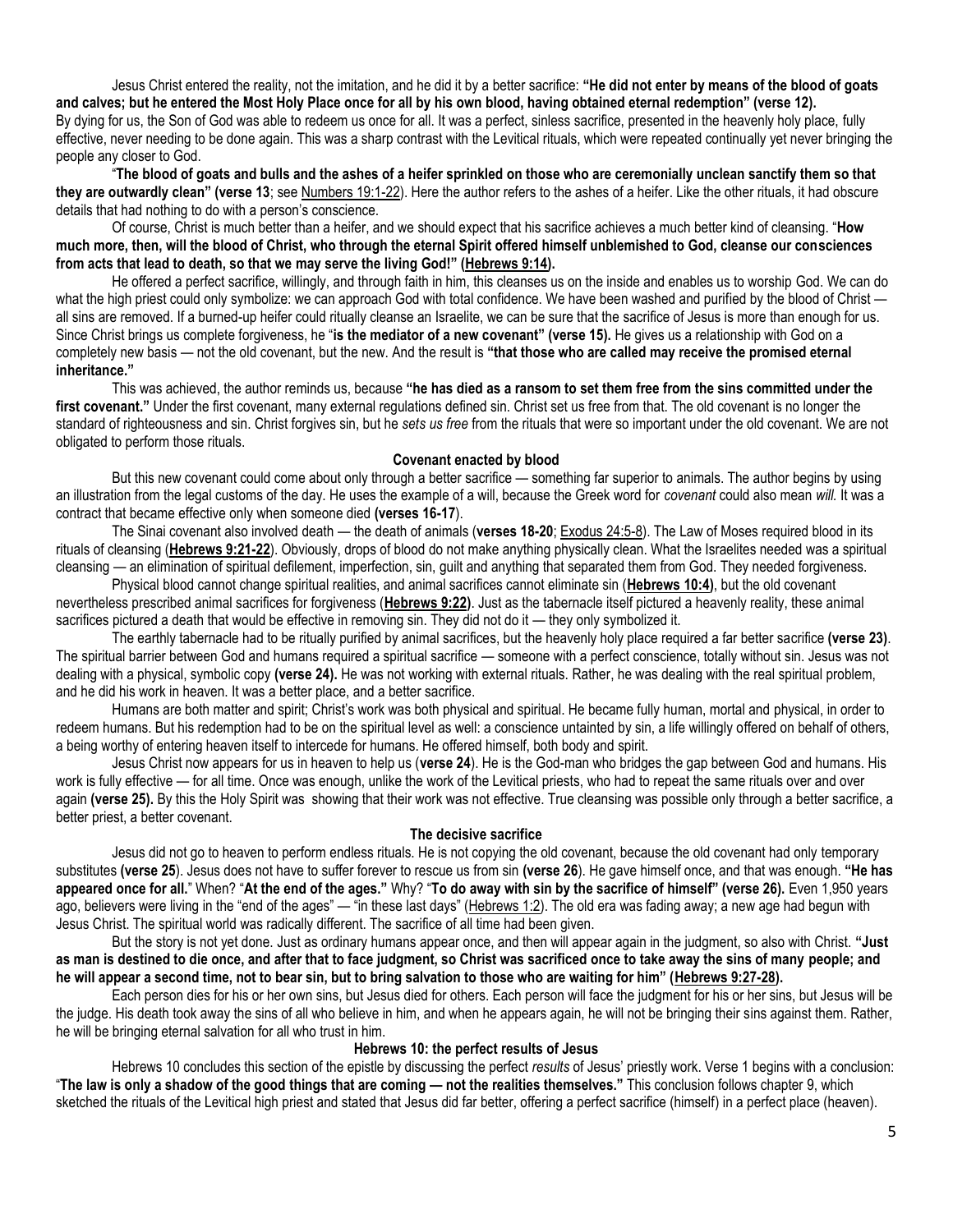Jesus Christ entered the reality, not the imitation, and he did it by a better sacrifice: **"He did not enter by means of the blood of goats and calves; but he entered the Most Holy Place once for all by his own blood, having obtained eternal redemption" (verse 12).** By dying for us, the Son of God was able to redeem us once for all. It was a perfect, sinless sacrifice, presented in the heavenly holy place, fully effective, never needing to be done again. This was a sharp contrast with the Levitical rituals, which were repeated continually yet never bringing the people any closer to God.

"**The blood of goats and bulls and the ashes of a heifer sprinkled on those who are ceremonially unclean sanctify them so that they are outwardly clean" (verse 13**; see Numbers 19:1-22). Here the author refers to the ashes of a heifer. Like the other rituals, it had obscure details that had nothing to do with a person's conscience.

Of course, Christ is much better than a heifer, and we should expect that his sacrifice achieves a much better kind of cleansing. "**How much more, then, will the blood of Christ, who through the eternal Spirit offered himself unblemished to God, cleanse our consciences from acts that lead to death, so that we may serve the living God!" (Hebrews 9:14).**

He offered a perfect sacrifice, willingly, and through faith in him, this cleanses us on the inside and enables us to worship God. We can do what the high priest could only symbolize: we can approach God with total confidence. We have been washed and purified by the blood of Christ — all sins are removed. If a burned-up heifer could ritually cleanse an Israelite, we can be sure that the sacrifice of Jesus is more than enough for us. Since Christ brings us complete forgiveness, he "**is the mediator of a new covenant" (verse 15).** He gives us a relationship with God on a completely new basis — not the old covenant, but the new. And the result is **"that those who are called may receive the promised eternal inheritance."**

This was achieved, the author reminds us, because **"he has died as a ransom to set them free from the sins committed under the first covenant."** Under the first covenant, many external regulations defined sin. Christ set us free from that. The old covenant is no longer the standard of righteousness and sin. Christ forgives sin, but he *sets us free* from the rituals that were so important under the old covenant. We are not obligated to perform those rituals.

### Covenant enacted by blood

But this new covenant could come about only through a better sacrifice — something far superior to animals. The author begins by using an illustration from the legal customs of the day. He uses the example of a will, because the Greek word for *covenant* could also mean *will.* It was a contract that became effective only when someone died **(verses 16-17**).

The Sinai covenant also involved death — the death of animals (**verses 18-20**; Exodus 24:5-8). The Law of Moses required blood in its rituals of cleansing (**Hebrews 9:21-22**). Obviously, drops of blood do not make anything physically clean. What the Israelites needed was a spiritual cleansing — an elimination of spiritual defilement, imperfection, sin, guilt and anything that separated them from God. They needed forgiveness.

Physical blood cannot change spiritual realities, and animal sacrifices cannot eliminate sin (**Hebrews 10:4)**, but the old covenant nevertheless prescribed animal sacrifices for forgiveness (**Hebrews 9:22)**. Just as the tabernacle itself pictured a heavenly reality, these animal sacrifices pictured a death that would be effective in removing sin. They did not do it — they only symbolized it.

The earthly tabernacle had to be ritually purified by animal sacrifices, but the heavenly holy place required a far better sacrifice **(verse 23)**. The spiritual barrier between God and humans required a spiritual sacrifice — someone with a perfect conscience, totally without sin. Jesus was not dealing with a physical, symbolic copy **(verse 24).** He was not working with external rituals. Rather, he was dealing with the real spiritual problem, and he did his work in heaven. It was a better place, and a better sacrifice.

Humans are both matter and spirit; Christ's work was both physical and spiritual. He became fully human, mortal and physical, in order to redeem humans. But his redemption had to be on the spiritual level as well: a conscience untainted by sin, a life willingly offered on behalf of others, a being worthy of entering heaven itself to intercede for humans. He offered himself, both body and spirit.

Jesus Christ now appears for us in heaven to help us (**verse 24**). He is the God-man who bridges the gap between God and humans. His work is fully effective — for all time. Once was enough, unlike the work of the Levitical priests, who had to repeat the same rituals over and over again **(verse 25).** By this the Holy Spirit was showing that their work was not effective. True cleansing was possible only through a better sacrifice, a better priest, a better covenant.

### The decisive sacrifice

Jesus did not go to heaven to perform endless rituals. He is not copying the old covenant, because the old covenant had only temporary substitutes **(verse 25**). Jesus does not have to suffer forever to rescue us from sin **(verse 26**). He gave himself once, and that was enough. **"He has appeared once for all."** When? "**At the end of the ages.**" Why? "**To do away with sin by the sacrifice of himself" (verse 26).** Even 1,950 years ago, believers were living in the "end of the ages" — "in these last days" (Hebrews 1:2). The old era was fading away; a new age had begun with Jesus Christ. The spiritual world was radically different. The sacrifice of all time had been given.

But the story is not yet done. Just as ordinary humans appear once, and then will appear again in the judgment, so also with Christ. **"Just as man is destined to die once, and after that to face judgment, so Christ was sacrificed once to take away the sins of many people; and he will appear a second time, not to bear sin, but to bring salvation to those who are waiting for him" (Hebrews 9:27-28).**

Each person dies for his or her own sins, but Jesus died for others. Each person will face the judgment for his or her sins, but Jesus will be the judge. His death took away the sins of all who believe in him, and when he appears again, he will not be bringing their sins against them. Rather, he will be bringing eternal salvation for all who trust in him.

### Hebrews 10: the perfect results of Jesus

Hebrews 10 concludes this section of the epistle by discussing the perfect *results* of Jesus' priestly work. Verse 1 begins with a conclusion: "**The law is only a shadow of the good things that are coming — not the realities themselves."** This conclusion follows chapter 9, which sketched the rituals of the Levitical high priest and stated that Jesus did far better, offering a perfect sacrifice (himself) in a perfect place (heaven).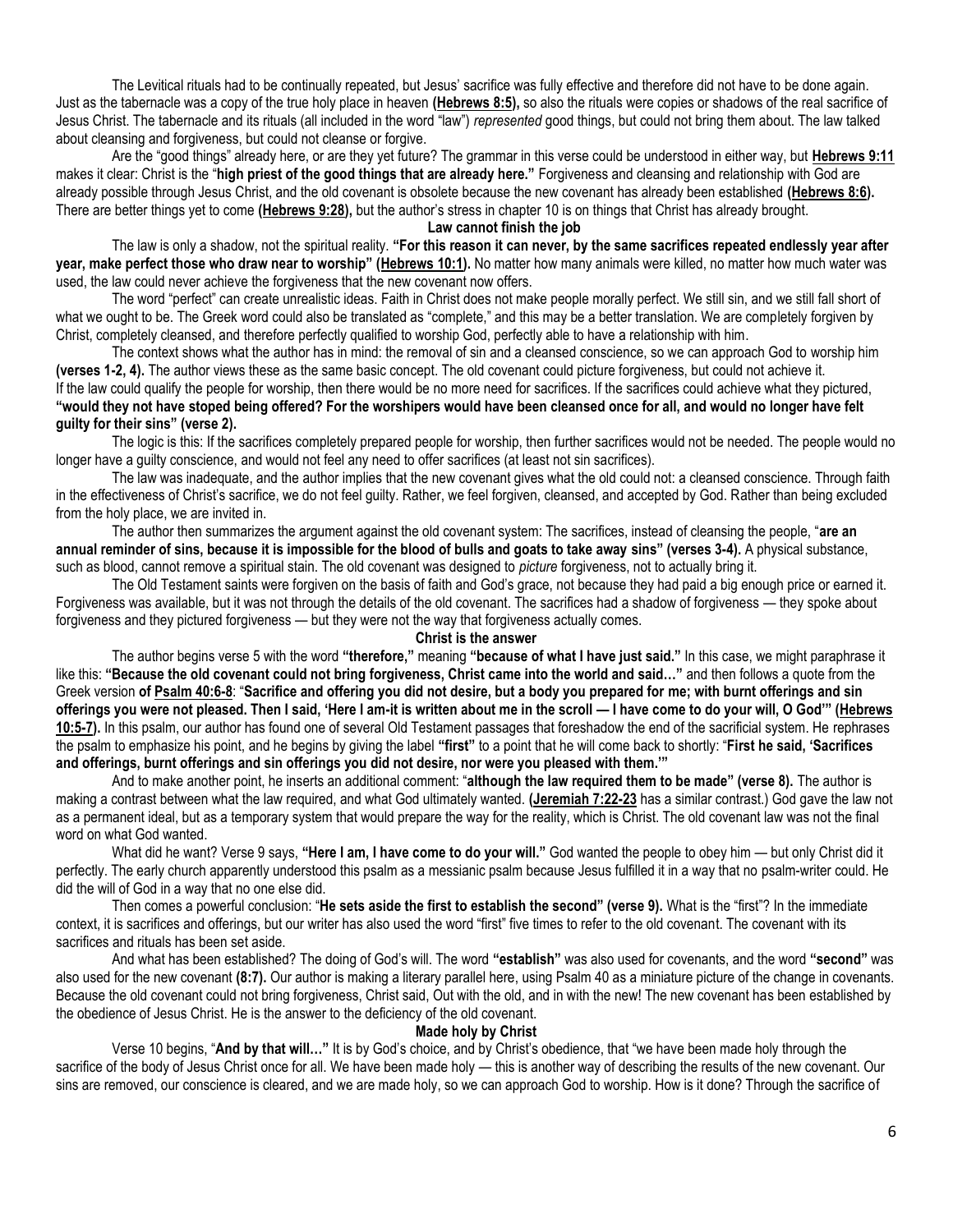The Levitical rituals had to be continually repeated, but Jesus' sacrifice was fully effective and therefore did not have to be done again. Just as the tabernacle was a copy of the true holy place in heaven **(Hebrews 8:5),** so also the rituals were copies or shadows of the real sacrifice of Jesus Christ. The tabernacle and its rituals (all included in the word "law") *represented* good things, but could not bring them about. The law talked about cleansing and forgiveness, but could not cleanse or forgive.

Are the "good things" already here, or are they yet future? The grammar in this verse could be understood in either way, but **Hebrews 9:11** makes it clear: Christ is the "**high priest of the good things that are already here.**" Forgiveness and cleansing and relationship with God are already possible through Jesus Christ, and the old covenant is obsolete because the new covenant has already been established **(Hebrews 8:6).** There are better things yet to come **(Hebrews 9:28),** but the author's stress in chapter 10 is on things that Christ has already brought.

### Law cannot finish the job

The law is only a shadow, not the spiritual reality. **"For this reason it can never, by the same sacrifices repeated endlessly year after year, make perfect those who draw near to worship" (Hebrews 10:1).** No matter how many animals were killed, no matter how much water was used, the law could never achieve the forgiveness that the new covenant now offers.

The word "perfect" can create unrealistic ideas. Faith in Christ does not make people morally perfect. We still sin, and we still fall short of what we ought to be. The Greek word could also be translated as "complete," and this may be a better translation. We are completely forgiven by Christ, completely cleansed, and therefore perfectly qualified to worship God, perfectly able to have a relationship with him.

The context shows what the author has in mind: the removal of sin and a cleansed conscience, so we can approach God to worship him **(verses 1-2, 4).** The author views these as the same basic concept. The old covenant could picture forgiveness, but could not achieve it. If the law could qualify the people for worship, then there would be no more need for sacrifices. If the sacrifices could achieve what they pictured, **"would they not have stoped being offered? For the worshipers would have been cleansed once for all, and would no longer have felt guilty for their sins" (verse 2).**

The logic is this: If the sacrifices completely prepared people for worship, then further sacrifices would not be needed. The people would no longer have a guilty conscience, and would not feel any need to offer sacrifices (at least not sin sacrifices).

The law was inadequate, and the author implies that the new covenant gives what the old could not: a cleansed conscience. Through faith in the effectiveness of Christ's sacrifice, we do not feel guilty. Rather, we feel forgiven, cleansed, and accepted by God. Rather than being excluded from the holy place, we are invited in.

The author then summarizes the argument against the old covenant system: The sacrifices, instead of cleansing the people, "**are an annual reminder of sins, because it is impossible for the blood of bulls and goats to take away sins" (verses 3-4).** A physical substance, such as blood, cannot remove a spiritual stain. The old covenant was designed to *picture* forgiveness, not to actually bring it.

The Old Testament saints were forgiven on the basis of faith and God's grace, not because they had paid a big enough price or earned it. Forgiveness was available, but it was not through the details of the old covenant. The sacrifices had a shadow of forgiveness — they spoke about forgiveness and they pictured forgiveness — but they were not the way that forgiveness actually comes.

### Christ is the answer

The author begins verse 5 with the word **"therefore,"** meaning **"because of what I have just said."** In this case, we might paraphrase it like this: **"Because the old covenant could not bring forgiveness, Christ came into the world and said…"** and then follows a quote from the Greek version **of Psalm 40:6-8**: "**Sacrifice and offering you did not desire, but a body you prepared for me; with burnt offerings and sin offerings you were not pleased. Then I said, 'Here I am-it is written about me in the scroll — I have come to do your will, O God'" (Hebrews 10:5-7).** In this psalm, our author has found one of several Old Testament passages that foreshadow the end of the sacrificial system. He rephrases the psalm to emphasize his point, and he begins by giving the label **"first"** to a point that he will come back to shortly: "**First he said, 'Sacrifices and offerings, burnt offerings and sin offerings you did not desire, nor were you pleased with them.'"**

And to make another point, he inserts an additional comment: "**although the law required them to be made" (verse 8).** The author is making a contrast between what the law required, and what God ultimately wanted. **(Jeremiah 7:22-23** has a similar contrast.) God gave the law not as a permanent ideal, but as a temporary system that would prepare the way for the reality, which is Christ. The old covenant law was not the final word on what God wanted.

What did he want? Verse 9 says, **"Here I am, I have come to do your will."** God wanted the people to obey him — but only Christ did it perfectly. The early church apparently understood this psalm as a messianic psalm because Jesus fulfilled it in a way that no psalm-writer could. He did the will of God in a way that no one else did.

Then comes a powerful conclusion: "**He sets aside the first to establish the second" (verse 9).** What is the "first"? In the immediate context, it is sacrifices and offerings, but our writer has also used the word "first" five times to refer to the old covenant. The covenant with its sacrifices and rituals has been set aside.

And what has been established? The doing of God's will. The word **"establish"** was also used for covenants, and the word **"second"** was also used for the new covenant **(8:7).** Our author is making a literary parallel here, using Psalm 40 as a miniature picture of the change in covenants. Because the old covenant could not bring forgiveness, Christ said, Out with the old, and in with the new! The new covenant has been established by the obedience of Jesus Christ. He is the answer to the deficiency of the old covenant.

### Made holy by Christ

Verse 10 begins, "**And by that will…"** It is by God's choice, and by Christ's obedience, that "we have been made holy through the sacrifice of the body of Jesus Christ once for all. We have been made holy — this is another way of describing the results of the new covenant. Our sins are removed, our conscience is cleared, and we are made holy, so we can approach God to worship. How is it done? Through the sacrifice of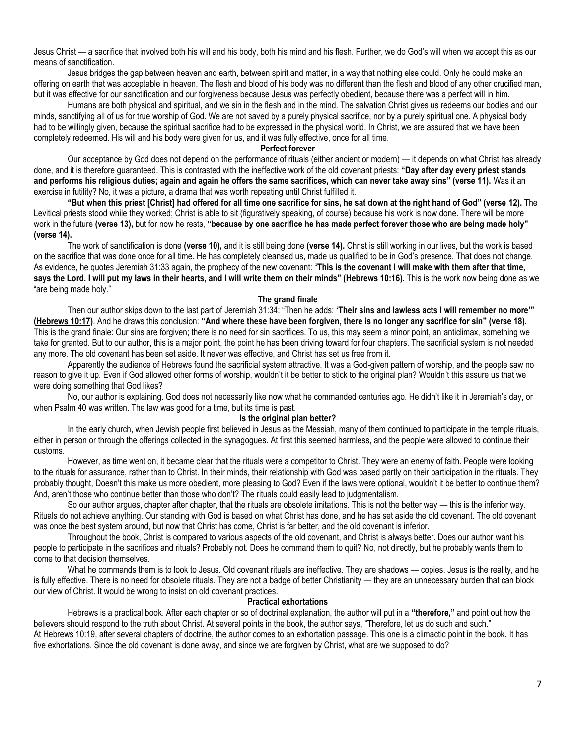Jesus Christ — a sacrifice that involved both his will and his body, both his mind and his flesh. Further, we do God's will when we accept this as our means of sanctification.

Jesus bridges the gap between heaven and earth, between spirit and matter, in a way that nothing else could. Only he could make an offering on earth that was acceptable in heaven. The flesh and blood of his body was no different than the flesh and blood of any other crucified man, but it was effective for our sanctification and our forgiveness because Jesus was perfectly obedient, because there was a perfect will in him.

Humans are both physical and spiritual, and we sin in the flesh and in the mind. The salvation Christ gives us redeems our bodies and our minds, sanctifying all of us for true worship of God. We are not saved by a purely physical sacrifice, nor by a purely spiritual one. A physical body had to be willingly given, because the spiritual sacrifice had to be expressed in the physical world. In Christ, we are assured that we have been completely redeemed. His will and his body were given for us, and it was fully effective, once for all time.

### Perfect forever

Our acceptance by God does not depend on the performance of rituals (either ancient or modern) — it depends on what Christ has already done, and it is therefore guaranteed. This is contrasted with the ineffective work of the old covenant priests: **"Day after day every priest stands and performs his religious duties; again and again he offers the same sacrifices, which can never take away sins" (verse 11).** Was it an exercise in futility? No, it was a picture, a drama that was worth repeating until Christ fulfilled it.

**"But when this priest [Christ] had offered for all time one sacrifice for sins, he sat down at the right hand of God" (verse 12).** The Levitical priests stood while they worked; Christ is able to sit (figuratively speaking, of course) because his work is now done. There will be more work in the future **(verse 13),** but for now he rests, **"because by one sacrifice he has made perfect forever those who are being made holy" (verse 14).**

The work of sanctification is done **(verse 10),** and it is still being done **(verse 14).** Christ is still working in our lives, but the work is based on the sacrifice that was done once for all time. He has completely cleansed us, made us qualified to be in God's presence. That does not change. As evidence, he quotes Jeremiah 31:33 again, the prophecy of the new covenant: "**This is the covenant I will make with them after that time, says the Lord. I will put my laws in their hearts, and I will write them on their minds" (Hebrews 10:16).** This is the work now being done as we "are being made holy."

### The grand finale

Then our author skips down to the last part of Jeremiah 31:34: "Then he adds: **'Their sins and lawless acts I will remember no more'" (Hebrews 10:17)**. And he draws this conclusion: **"And where these have been forgiven, there is no longer any sacrifice for sin" (verse 18).** This is the grand finale: Our sins are forgiven; there is no need for sin sacrifices. To us, this may seem a minor point, an anticlimax, something we take for granted. But to our author, this is a major point, the point he has been driving toward for four chapters. The sacrificial system is not needed any more. The old covenant has been set aside. It never was effective, and Christ has set us free from it.

Apparently the audience of Hebrews found the sacrificial system attractive. It was a God-given pattern of worship, and the people saw no reason to give it up. Even if God allowed other forms of worship, wouldn't it be better to stick to the original plan? Wouldn't this assure us that we were doing something that God likes?

No, our author is explaining. God does not necessarily like now what he commanded centuries ago. He didn't like it in Jeremiah's day, or when Psalm 40 was written. The law was good for a time, but its time is past.

### Is the original plan better?

In the early church, when Jewish people first believed in Jesus as the Messiah, many of them continued to participate in the temple rituals, either in person or through the offerings collected in the synagogues. At first this seemed harmless, and the people were allowed to continue their customs.

However, as time went on, it became clear that the rituals were a competitor to Christ. They were an enemy of faith. People were looking to the rituals for assurance, rather than to Christ. In their minds, their relationship with God was based partly on their participation in the rituals. They probably thought, Doesn't this make us more obedient, more pleasing to God? Even if the laws were optional, wouldn't it be better to continue them? And, aren't those who continue better than those who don't? The rituals could easily lead to judgmentalism.

So our author argues, chapter after chapter, that the rituals are obsolete imitations. This is not the better way — this is the inferior way. Rituals do not achieve anything. Our standing with God is based on what Christ has done, and he has set aside the old covenant. The old covenant was once the best system around, but now that Christ has come, Christ is far better, and the old covenant is inferior.

Throughout the book, Christ is compared to various aspects of the old covenant, and Christ is always better. Does our author want his people to participate in the sacrifices and rituals? Probably not. Does he command them to quit? No, not directly, but he probably wants them to come to that decision themselves.

What he commands them is to look to Jesus. Old covenant rituals are ineffective. They are shadows — copies. Jesus is the reality, and he is fully effective. There is no need for obsolete rituals. They are not a badge of better Christianity — they are an unnecessary burden that can block our view of Christ. It would be wrong to insist on old covenant practices.

### Practical exhortations

Hebrews is a practical book. After each chapter or so of doctrinal explanation, the author will put in a **"therefore,"** and point out how the believers should respond to the truth about Christ. At several points in the book, the author says, "Therefore, let us do such and such."

At Hebrews 10:19, after several chapters of doctrine, the author comes to an exhortation passage. This one is a climactic point in the book. It has five exhortations. Since the old covenant is done away, and since we are forgiven by Christ, what are we supposed to do?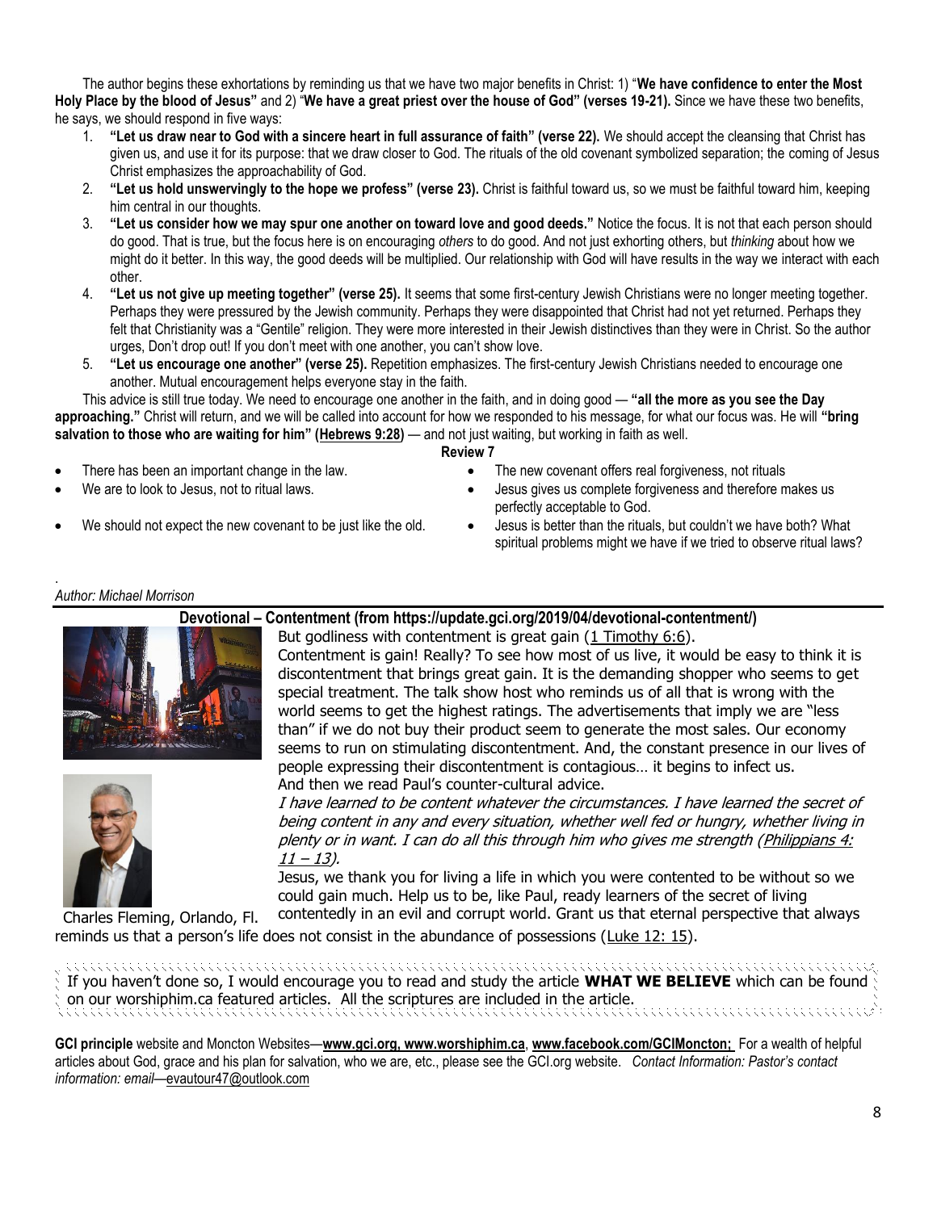The author begins these exhortations by reminding us that we have two major benefits in Christ: 1) "**We have confidence to enter the Most Holy Place by the blood of Jesus"** and 2) "**We have a great priest over the house of God" (verses 19-21).** Since we have these two benefits, he says, we should respond in five ways:

1. **"Let us draw near to God with a sincere heart in full assurance of faith" (verse 22).** We should accept the cleansing that Christ has given us, and use it for its purpose: that we draw closer to God. The rituals of the old covenant symbolized separation; the coming of Jesus Christ emphasizes the approachability of God.
2. **"Let us hold unswervingly to the hope we profess" (verse 23).** Christ is faithful toward us, so we must be faithful toward him, keeping him central in our thoughts.
3. **"Let us consider how we may spur one another on toward love and good deeds."** Notice the focus. It is not that each person should do good. That is true, but the focus here is on encouraging *others* to do good. And not just exhorting others, but *thinking* about how we might do it better. In this way, the good deeds will be multiplied. Our relationship with God will have results in the way we interact with each other.
4. **"Let us not give up meeting together" (verse 25).** It seems that some first-century Jewish Christians were no longer meeting together. Perhaps they were pressured by the Jewish community. Perhaps they were disappointed that Christ had not yet returned. Perhaps they felt that Christianity was a "Gentile" religion. They were more interested in their Jewish distinctives than they were in Christ. So the author urges, Don't drop out! If you don't meet with one another, you can't show love.
5. **"Let us encourage one another" (verse 25).** Repetition emphasizes. The first-century Jewish Christians needed to encourage one another. Mutual encouragement helps everyone stay in the faith.

This advice is still true today. We need to encourage one another in the faith, and in doing good — **"all the more as you see the Day approaching."** Christ will return, and we will be called into account for how we responded to his message, for what our focus was. He will **"bring salvation to those who are waiting for him" (Hebrews 9:28)** — and not just waiting, but working in faith as well.

**Review 7**

- There has been an important change in the law.
- We are to look to Jesus, not to ritual laws.
- We should not expect the new covenant to be just like the old.
- The new covenant offers real forgiveness, not rituals
- Jesus gives us complete forgiveness and therefore makes us perfectly acceptable to God.
- Jesus is better than the rituals, but couldn't we have both? What spiritual problems might we have if we tried to observe ritual laws?

*Author: Michael Morrison*

## Devotional – Contentment (from https://update.gci.org/2019/04/devotional-contentment/)

But godliness with contentment is great gain (1 Timothy 6:6).

Contentment is gain! Really? To see how most of us live, it would be easy to think it is discontentment that brings great gain. It is the demanding shopper who seems to get special treatment. The talk show host who reminds us of all that is wrong with the world seems to get the highest ratings. The advertisements that imply we are "less than" if we do not buy their product seem to generate the most sales. Our economy seems to run on stimulating discontentment. And, the constant presence in our lives of people expressing their discontentment is contagious… it begins to infect us.

And then we read Paul's counter-cultural advice.

*I have learned to be content whatever the circumstances. I have learned the secret of being content in any and every situation, whether well fed or hungry, whether living in plenty or in want. I can do all this through him who gives me strength (Philippians 4: 11 – 13).*

Jesus, we thank you for living a life in which you were contented to be without so we could gain much. Help us to be, like Paul, ready learners of the secret of living contentedly in an evil and corrupt world. Grant us that eternal perspective that always reminds us that a person's life does not consist in the abundance of possessions (Luke 12: 15).

Charles Fleming, Orlando, Fl.

If you haven't done so, I would encourage you to read and study the article **WHAT WE BELIEVE** which can be found on our worshiphim.ca featured articles. All the scriptures are included in the article.

**GCI principle** website and Moncton Websites—**www.gci.org, www.worshiphim.ca**, **www.facebook.com/GCIMoncton;** For a wealth of helpful articles about God, grace and his plan for salvation, who we are, etc., please see the GCI.org website. *Contact Information: Pastor's contact information: email*—evautour47@outlook.com